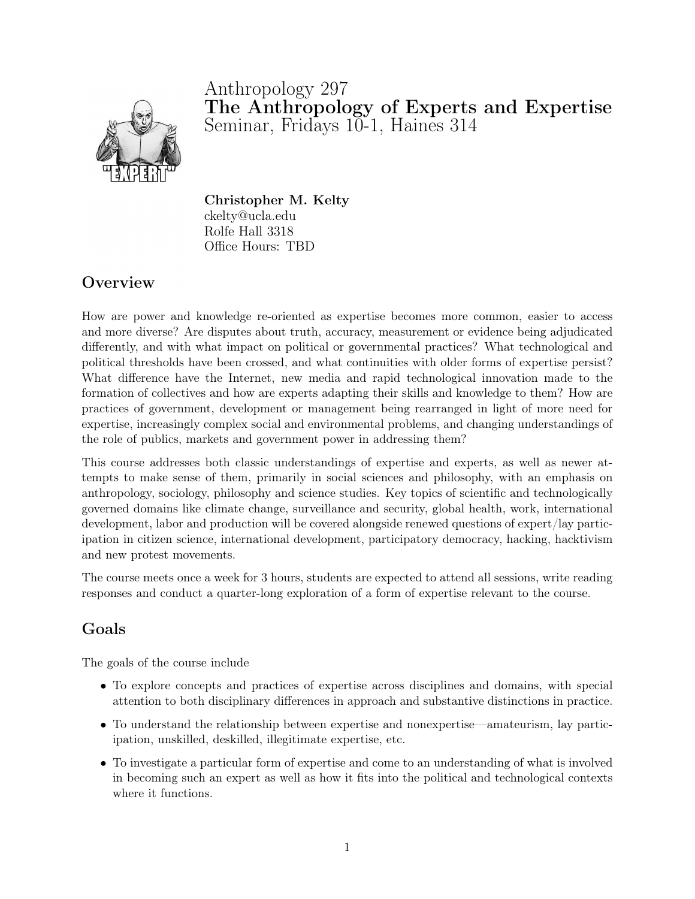# Anthropology 297
# **The Anthropology of Experts and Expertise**
# Seminar, Fridays 10-1, Haines 314

**Christopher M. Kelty**
ckelty@ucla.edu
Rolfe Hall 3318
Office Hours: TBD

## Overview

How are power and knowledge re-oriented as expertise becomes more common, easier to access and more diverse? Are disputes about truth, accuracy, measurement or evidence being adjudicated differently, and with what impact on political or governmental practices? What technological and political thresholds have been crossed, and what continuities with older forms of expertise persist? What difference have the Internet, new media and rapid technological innovation made to the formation of collectives and how are experts adapting their skills and knowledge to them? How are practices of government, development or management being rearranged in light of more need for expertise, increasingly complex social and environmental problems, and changing understandings of the role of publics, markets and government power in addressing them?

This course addresses both classic understandings of expertise and experts, as well as newer attempts to make sense of them, primarily in social sciences and philosophy, with an emphasis on anthropology, sociology, philosophy and science studies. Key topics of scientific and technologically governed domains like climate change, surveillance and security, global health, work, international development, labor and production will be covered alongside renewed questions of expert/lay participation in citizen science, international development, participatory democracy, hacking, hacktivism and new protest movements.

The course meets once a week for 3 hours, students are expected to attend all sessions, write reading responses and conduct a quarter-long exploration of a form of expertise relevant to the course.

## Goals

The goals of the course include

- To explore concepts and practices of expertise across disciplines and domains, with special attention to both disciplinary differences in approach and substantive distinctions in practice.
- To understand the relationship between expertise and nonexpertise—amateurism, lay participation, unskilled, deskilled, illegitimate expertise, etc.
- To investigate a particular form of expertise and come to an understanding of what is involved in becoming such an expert as well as how it fits into the political and technological contexts where it functions.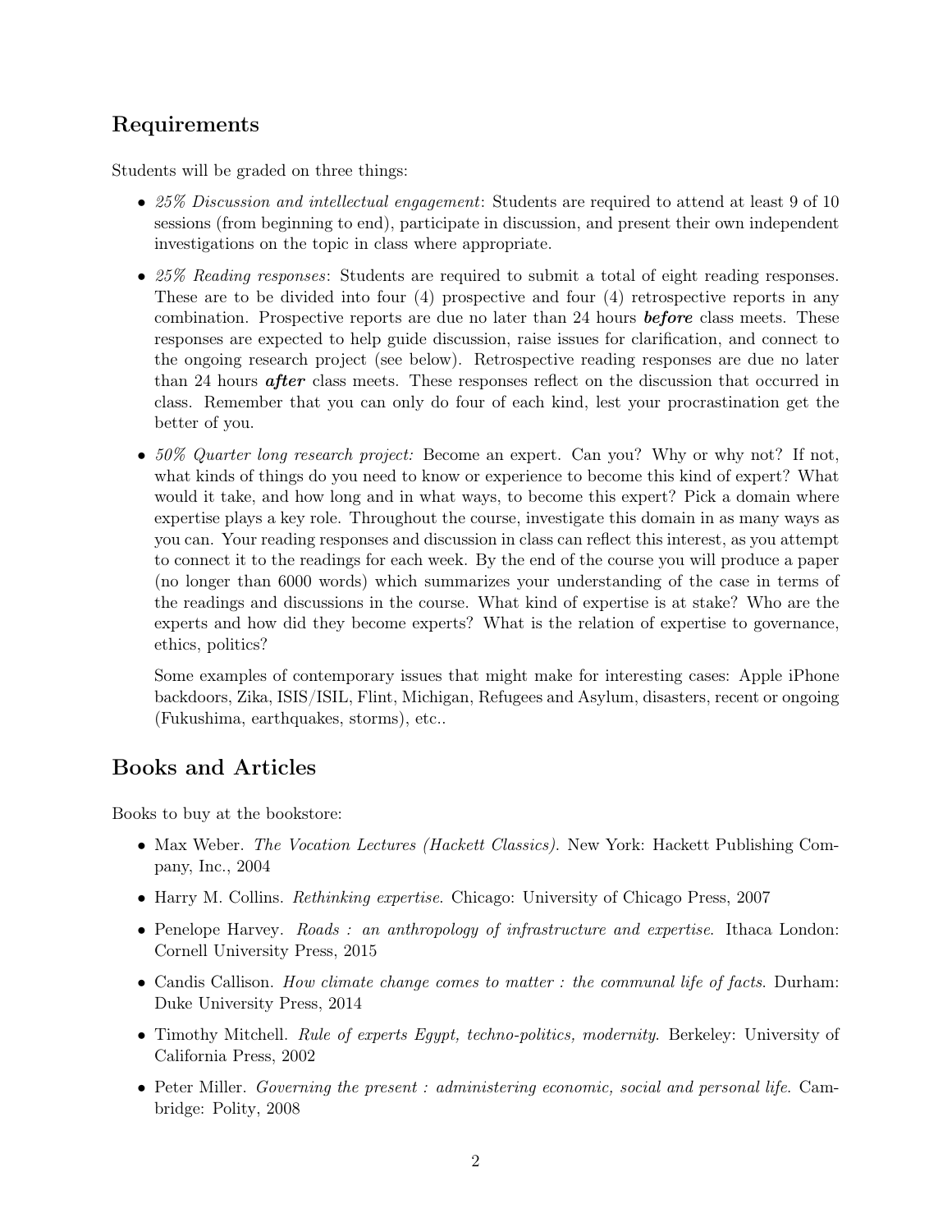## Requirements

Students will be graded on three things:

- *25% Discussion and intellectual engagement*: Students are required to attend at least 9 of 10 sessions (from beginning to end), participate in discussion, and present their own independent investigations on the topic in class where appropriate.
- *25% Reading responses*: Students are required to submit a total of eight reading responses. These are to be divided into four (4) prospective and four (4) retrospective reports in any combination. Prospective reports are due no later than 24 hours ***before*** class meets. These responses are expected to help guide discussion, raise issues for clarification, and connect to the ongoing research project (see below). Retrospective reading responses are due no later than 24 hours ***after*** class meets. These responses reflect on the discussion that occurred in class. Remember that you can only do four of each kind, lest your procrastination get the better of you.
- *50% Quarter long research project:* Become an expert. Can you? Why or why not? If not, what kinds of things do you need to know or experience to become this kind of expert? What would it take, and how long and in what ways, to become this expert? Pick a domain where expertise plays a key role. Throughout the course, investigate this domain in as many ways as you can. Your reading responses and discussion in class can reflect this interest, as you attempt to connect it to the readings for each week. By the end of the course you will produce a paper (no longer than 6000 words) which summarizes your understanding of the case in terms of the readings and discussions in the course. What kind of expertise is at stake? Who are the experts and how did they become experts? What is the relation of expertise to governance, ethics, politics?

  Some examples of contemporary issues that might make for interesting cases: Apple iPhone backdoors, Zika, ISIS/ISIL, Flint, Michigan, Refugees and Asylum, disasters, recent or ongoing (Fukushima, earthquakes, storms), etc..

## Books and Articles

Books to buy at the bookstore:

- Max Weber. *The Vocation Lectures (Hackett Classics)*. New York: Hackett Publishing Company, Inc., 2004
- Harry M. Collins. *Rethinking expertise*. Chicago: University of Chicago Press, 2007
- Penelope Harvey. *Roads : an anthropology of infrastructure and expertise*. Ithaca London: Cornell University Press, 2015
- Candis Callison. *How climate change comes to matter : the communal life of facts*. Durham: Duke University Press, 2014
- Timothy Mitchell. *Rule of experts Egypt, techno-politics, modernity*. Berkeley: University of California Press, 2002
- Peter Miller. *Governing the present : administering economic, social and personal life*. Cambridge: Polity, 2008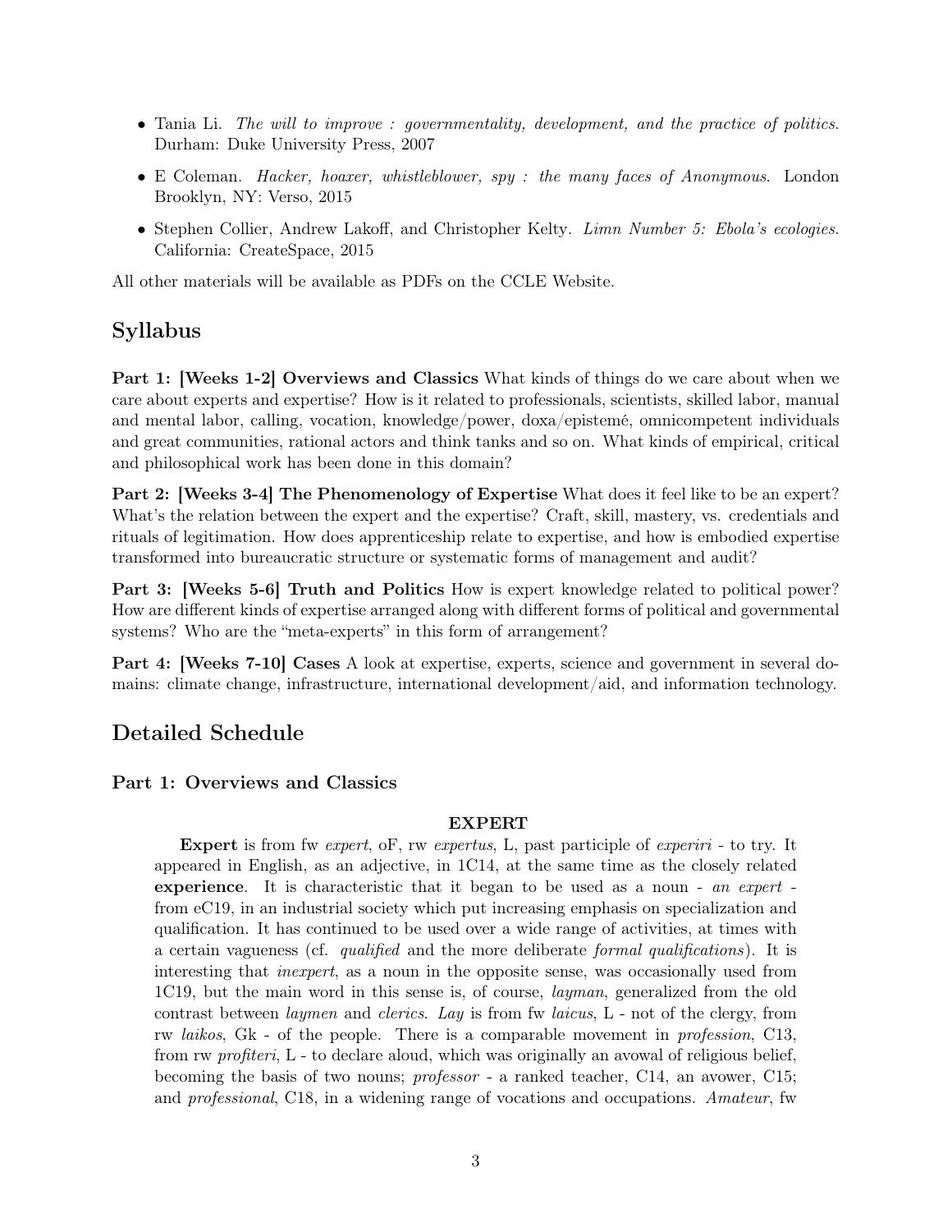- Tania Li. *The will to improve : governmentality, development, and the practice of politics*. Durham: Duke University Press, 2007
- E Coleman. *Hacker, hoaxer, whistleblower, spy : the many faces of Anonymous*. London Brooklyn, NY: Verso, 2015
- Stephen Collier, Andrew Lakoff, and Christopher Kelty. *Limn Number 5: Ebola's ecologies*. California: CreateSpace, 2015

All other materials will be available as PDFs on the CCLE Website.

## Syllabus

**Part 1: [Weeks 1-2] Overviews and Classics** What kinds of things do we care about when we care about experts and expertise? How is it related to professionals, scientists, skilled labor, manual and mental labor, calling, vocation, knowledge/power, doxa/epistemé, omnicompetent individuals and great communities, rational actors and think tanks and so on. What kinds of empirical, critical and philosophical work has been done in this domain?

**Part 2: [Weeks 3-4] The Phenomenology of Expertise** What does it feel like to be an expert? What's the relation between the expert and the expertise? Craft, skill, mastery, vs. credentials and rituals of legitimation. How does apprenticeship relate to expertise, and how is embodied expertise transformed into bureaucratic structure or systematic forms of management and audit?

**Part 3: [Weeks 5-6] Truth and Politics** How is expert knowledge related to political power? How are different kinds of expertise arranged along with different forms of political and governmental systems? Who are the "meta-experts" in this form of arrangement?

**Part 4: [Weeks 7-10] Cases** A look at expertise, experts, science and government in several domains: climate change, infrastructure, international development/aid, and information technology.

## Detailed Schedule

### Part 1: Overviews and Classics

> **EXPERT**
>
> **Expert** is from fw *expert*, oF, rw *expertus*, L, past participle of *experiri* - to try. It appeared in English, as an adjective, in lC14, at the same time as the closely related **experience**. It is characteristic that it began to be used as a noun - *an expert* - from eC19, in an industrial society which put increasing emphasis on specialization and qualification. It has continued to be used over a wide range of activities, at times with a certain vagueness (cf. *qualified* and the more deliberate *formal qualifications*). It is interesting that *inexpert*, as a noun in the opposite sense, was occasionally used from lC19, but the main word in this sense is, of course, *layman*, generalized from the old contrast between *laymen* and *clerics*. *Lay* is from fw *laicus*, L - not of the clergy, from rw *laikos*, Gk - of the people. There is a comparable movement in *profession*, C13, from rw *profiteri*, L - to declare aloud, which was originally an avowal of religious belief, becoming the basis of two nouns; *professor* - a ranked teacher, C14, an avower, C15; and *professional*, C18, in a widening range of vocations and occupations. *Amateur*, fw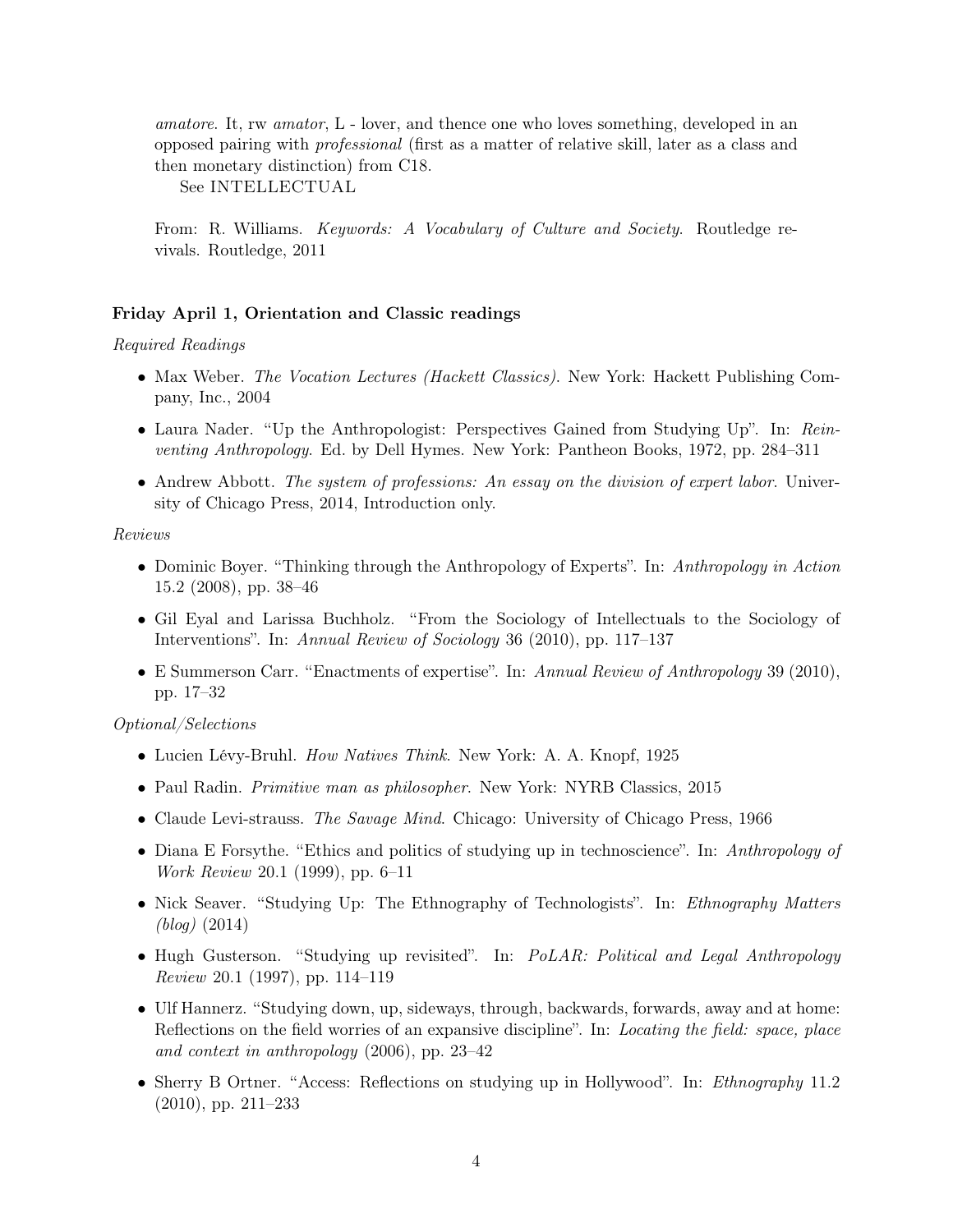*amatore*. It, rw *amator*, L - lover, and thence one who loves something, developed in an opposed pairing with *professional* (first as a matter of relative skill, later as a class and then monetary distinction) from C18.

See INTELLECTUAL

From: R. Williams. *Keywords: A Vocabulary of Culture and Society*. Routledge revivals. Routledge, 2011

### Friday April 1, Orientation and Classic readings

*Required Readings*

- Max Weber. *The Vocation Lectures (Hackett Classics)*. New York: Hackett Publishing Company, Inc., 2004
- Laura Nader. "Up the Anthropologist: Perspectives Gained from Studying Up". In: *Reinventing Anthropology*. Ed. by Dell Hymes. New York: Pantheon Books, 1972, pp. 284–311
- Andrew Abbott. *The system of professions: An essay on the division of expert labor*. University of Chicago Press, 2014, Introduction only.

*Reviews*

- Dominic Boyer. "Thinking through the Anthropology of Experts". In: *Anthropology in Action* 15.2 (2008), pp. 38–46
- Gil Eyal and Larissa Buchholz. "From the Sociology of Intellectuals to the Sociology of Interventions". In: *Annual Review of Sociology* 36 (2010), pp. 117–137
- E Summerson Carr. "Enactments of expertise". In: *Annual Review of Anthropology* 39 (2010), pp. 17–32

*Optional/Selections*

- Lucien Lévy-Bruhl. *How Natives Think*. New York: A. A. Knopf, 1925
- Paul Radin. *Primitive man as philosopher*. New York: NYRB Classics, 2015
- Claude Levi-strauss. *The Savage Mind*. Chicago: University of Chicago Press, 1966
- Diana E Forsythe. "Ethics and politics of studying up in technoscience". In: *Anthropology of Work Review* 20.1 (1999), pp. 6–11
- Nick Seaver. "Studying Up: The Ethnography of Technologists". In: *Ethnography Matters (blog)* (2014)
- Hugh Gusterson. "Studying up revisited". In: *PoLAR: Political and Legal Anthropology Review* 20.1 (1997), pp. 114–119
- Ulf Hannerz. "Studying down, up, sideways, through, backwards, forwards, away and at home: Reflections on the field worries of an expansive discipline". In: *Locating the field: space, place and context in anthropology* (2006), pp. 23–42
- Sherry B Ortner. "Access: Reflections on studying up in Hollywood". In: *Ethnography* 11.2 (2010), pp. 211–233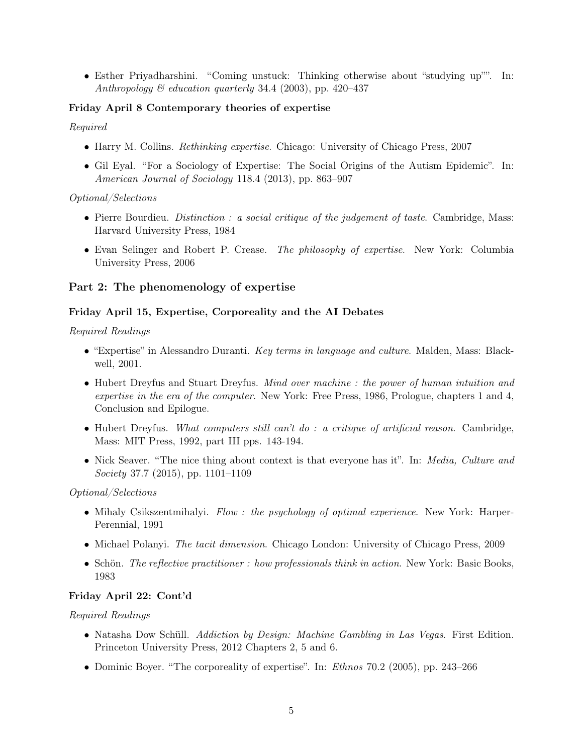- Esther Priyadharshini. "Coming unstuck: Thinking otherwise about "studying up"". In: *Anthropology & education quarterly* 34.4 (2003), pp. 420–437

### Friday April 8 Contemporary theories of expertise

*Required*

- Harry M. Collins. *Rethinking expertise*. Chicago: University of Chicago Press, 2007
- Gil Eyal. "For a Sociology of Expertise: The Social Origins of the Autism Epidemic". In: *American Journal of Sociology* 118.4 (2013), pp. 863–907

*Optional/Selections*

- Pierre Bourdieu. *Distinction : a social critique of the judgement of taste*. Cambridge, Mass: Harvard University Press, 1984
- Evan Selinger and Robert P. Crease. *The philosophy of expertise.* New York: Columbia University Press, 2006

## Part 2: The phenomenology of expertise

### Friday April 15, Expertise, Corporeality and the AI Debates

*Required Readings*

- "Expertise" in Alessandro Duranti. *Key terms in language and culture.* Malden, Mass: Blackwell, 2001.
- Hubert Dreyfus and Stuart Dreyfus. *Mind over machine : the power of human intuition and expertise in the era of the computer.* New York: Free Press, 1986, Prologue, chapters 1 and 4, Conclusion and Epilogue.
- Hubert Dreyfus. *What computers still can't do : a critique of artificial reason.* Cambridge, Mass: MIT Press, 1992, part III pps. 143-194.
- Nick Seaver. "The nice thing about context is that everyone has it". In: *Media, Culture and Society* 37.7 (2015), pp. 1101–1109

*Optional/Selections*

- Mihaly Csikszentmihalyi. *Flow : the psychology of optimal experience.* New York: Harper-Perennial, 1991
- Michael Polanyi. *The tacit dimension.* Chicago London: University of Chicago Press, 2009
- Schön. *The reflective practitioner : how professionals think in action.* New York: Basic Books, 1983

### Friday April 22: Cont'd

*Required Readings*

- Natasha Dow Schüll. *Addiction by Design: Machine Gambling in Las Vegas.* First Edition. Princeton University Press, 2012 Chapters 2, 5 and 6.
- Dominic Boyer. "The corporeality of expertise". In: *Ethnos* 70.2 (2005), pp. 243–266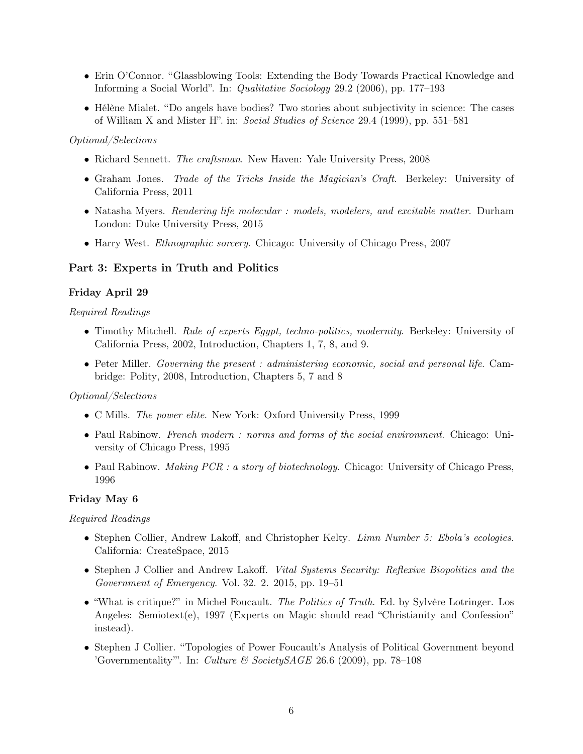- Erin O'Connor. "Glassblowing Tools: Extending the Body Towards Practical Knowledge and Informing a Social World". In: *Qualitative Sociology* 29.2 (2006), pp. 177–193
- Hélène Mialet. "Do angels have bodies? Two stories about subjectivity in science: The cases of William X and Mister H". in: *Social Studies of Science* 29.4 (1999), pp. 551–581

*Optional/Selections*

- Richard Sennett. *The craftsman*. New Haven: Yale University Press, 2008
- Graham Jones. *Trade of the Tricks Inside the Magician's Craft*. Berkeley: University of California Press, 2011
- Natasha Myers. *Rendering life molecular : models, modelers, and excitable matter*. Durham London: Duke University Press, 2015
- Harry West. *Ethnographic sorcery*. Chicago: University of Chicago Press, 2007

## Part 3: Experts in Truth and Politics

### Friday April 29

*Required Readings*

- Timothy Mitchell. *Rule of experts Egypt, techno-politics, modernity*. Berkeley: University of California Press, 2002, Introduction, Chapters 1, 7, 8, and 9.
- Peter Miller. *Governing the present : administering economic, social and personal life*. Cambridge: Polity, 2008, Introduction, Chapters 5, 7 and 8

*Optional/Selections*

- C Mills. *The power elite*. New York: Oxford University Press, 1999
- Paul Rabinow. *French modern : norms and forms of the social environment*. Chicago: University of Chicago Press, 1995
- Paul Rabinow. *Making PCR : a story of biotechnology*. Chicago: University of Chicago Press, 1996

### Friday May 6

*Required Readings*

- Stephen Collier, Andrew Lakoff, and Christopher Kelty. *Limn Number 5: Ebola's ecologies*. California: CreateSpace, 2015
- Stephen J Collier and Andrew Lakoff. *Vital Systems Security: Reflexive Biopolitics and the Government of Emergency*. Vol. 32. 2. 2015, pp. 19–51
- "What is critique?" in Michel Foucault. *The Politics of Truth*. Ed. by Sylvère Lotringer. Los Angeles: Semiotext(e), 1997 (Experts on Magic should read "Christianity and Confession" instead).
- Stephen J Collier. "Topologies of Power Foucault's Analysis of Political Government beyond 'Governmentality'". In: *Culture & SocietySAGE* 26.6 (2009), pp. 78–108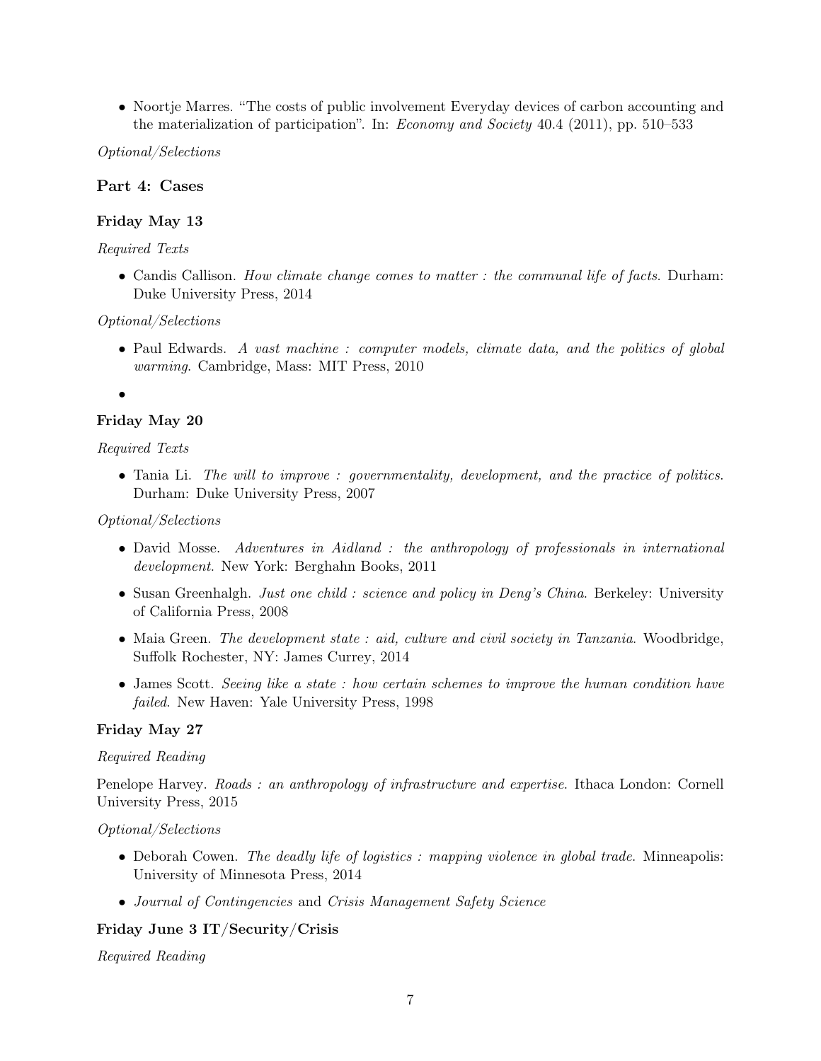- Noortje Marres. "The costs of public involvement Everyday devices of carbon accounting and the materialization of participation". In: *Economy and Society* 40.4 (2011), pp. 510–533

*Optional/Selections*

### Part 4: Cases

#### Friday May 13

*Required Texts*

- Candis Callison. *How climate change comes to matter : the communal life of facts*. Durham: Duke University Press, 2014

*Optional/Selections*

- Paul Edwards. *A vast machine : computer models, climate data, and the politics of global warming*. Cambridge, Mass: MIT Press, 2010
-

#### Friday May 20

*Required Texts*

- Tania Li. *The will to improve : governmentality, development, and the practice of politics*. Durham: Duke University Press, 2007

*Optional/Selections*

- David Mosse. *Adventures in Aidland : the anthropology of professionals in international development*. New York: Berghahn Books, 2011
- Susan Greenhalgh. *Just one child : science and policy in Deng's China*. Berkeley: University of California Press, 2008
- Maia Green. *The development state : aid, culture and civil society in Tanzania*. Woodbridge, Suffolk Rochester, NY: James Currey, 2014
- James Scott. *Seeing like a state : how certain schemes to improve the human condition have failed*. New Haven: Yale University Press, 1998

#### Friday May 27

*Required Reading*

Penelope Harvey. *Roads : an anthropology of infrastructure and expertise*. Ithaca London: Cornell University Press, 2015

*Optional/Selections*

- Deborah Cowen. *The deadly life of logistics : mapping violence in global trade*. Minneapolis: University of Minnesota Press, 2014
- *Journal of Contingencies* and *Crisis Management Safety Science*

#### Friday June 3 IT/Security/Crisis

*Required Reading*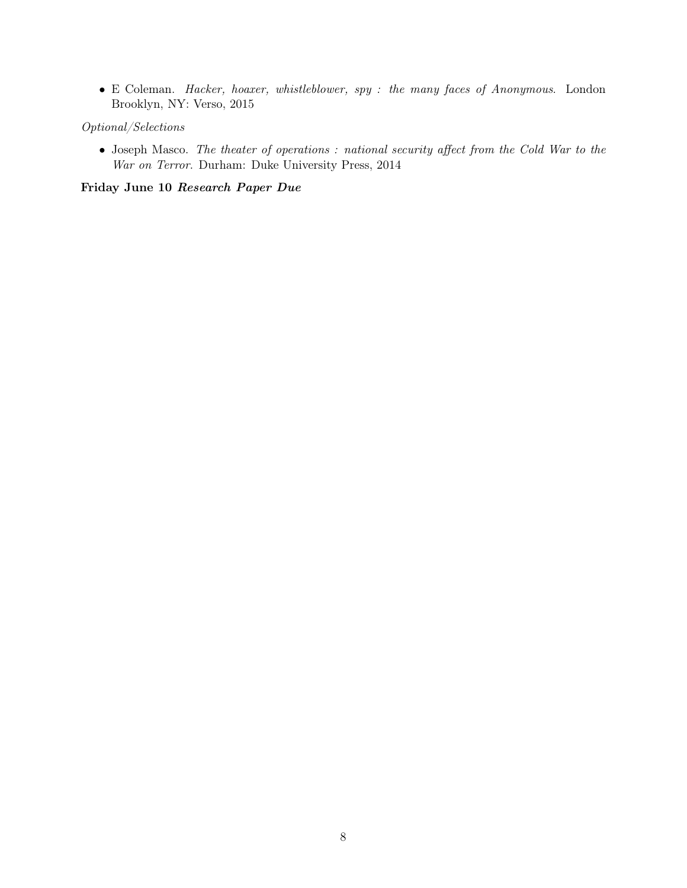- E Coleman. *Hacker, hoaxer, whistleblower, spy : the many faces of Anonymous*. London Brooklyn, NY: Verso, 2015

*Optional/Selections*

- Joseph Masco. *The theater of operations : national security affect from the Cold War to the War on Terror*. Durham: Duke University Press, 2014

**Friday June 10** ***Research Paper Due***